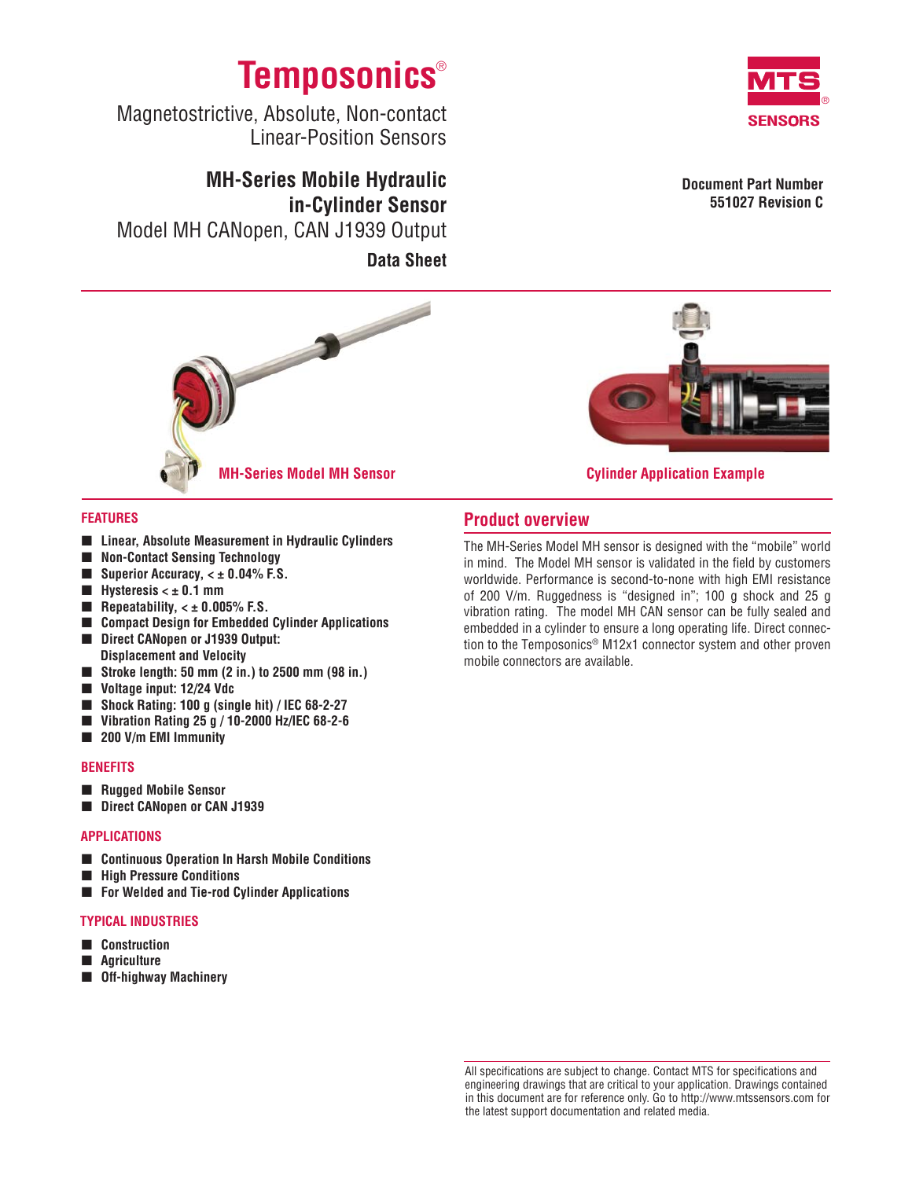# Temposonics®

Magnetostrictive, Absolute, Non-contact Linear-Position Sensors

## MH-Series Mobile Hydraulic in-Cylinder Sensor

Model MH CANopen, CAN J1939 Output

**Data Sheet**

**Document Part Number**
**551027 Revision C**

MTS® SENSORS

MH-Series Model MH Sensor

Cylinder Application Example

### FEATURES

- **Linear, Absolute Measurement in Hydraulic Cylinders**
- **Non-Contact Sensing Technology**
- **Superior Accuracy, < ± 0.04% F.S.**
- **Hysteresis < ± 0.1 mm**
- **Repeatability, < ± 0.005% F.S.**
- **Compact Design for Embedded Cylinder Applications**
- **Direct CANopen or J1939 Output: Displacement and Velocity**
- **Stroke length: 50 mm (2 in.) to 2500 mm (98 in.)**
- **Voltage input: 12/24 Vdc**
- **Shock Rating: 100 g (single hit) / IEC 68-2-27**
- **Vibration Rating 25 g / 10-2000 Hz/IEC 68-2-6**
- **200 V/m EMI Immunity**

### BENEFITS

- **Rugged Mobile Sensor**
- **Direct CANopen or CAN J1939**

### APPLICATIONS

- **Continuous Operation In Harsh Mobile Conditions**
- **High Pressure Conditions**
- **For Welded and Tie-rod Cylinder Applications**

### TYPICAL INDUSTRIES

- **Construction**
- **Agriculture**
- **Off-highway Machinery**

## Product overview

The MH-Series Model MH sensor is designed with the "mobile" world in mind. The Model MH sensor is validated in the field by customers worldwide. Performance is second-to-none with high EMI resistance of 200 V/m. Ruggedness is "designed in"; 100 g shock and 25 g vibration rating. The model MH CAN sensor can be fully sealed and embedded in a cylinder to ensure a long operating life. Direct connection to the Temposonics® M12x1 connector system and other proven mobile connectors are available.

All specifications are subject to change. Contact MTS for specifications and engineering drawings that are critical to your application. Drawings contained in this document are for reference only. Go to http://www.mtssensors.com for the latest support documentation and related media.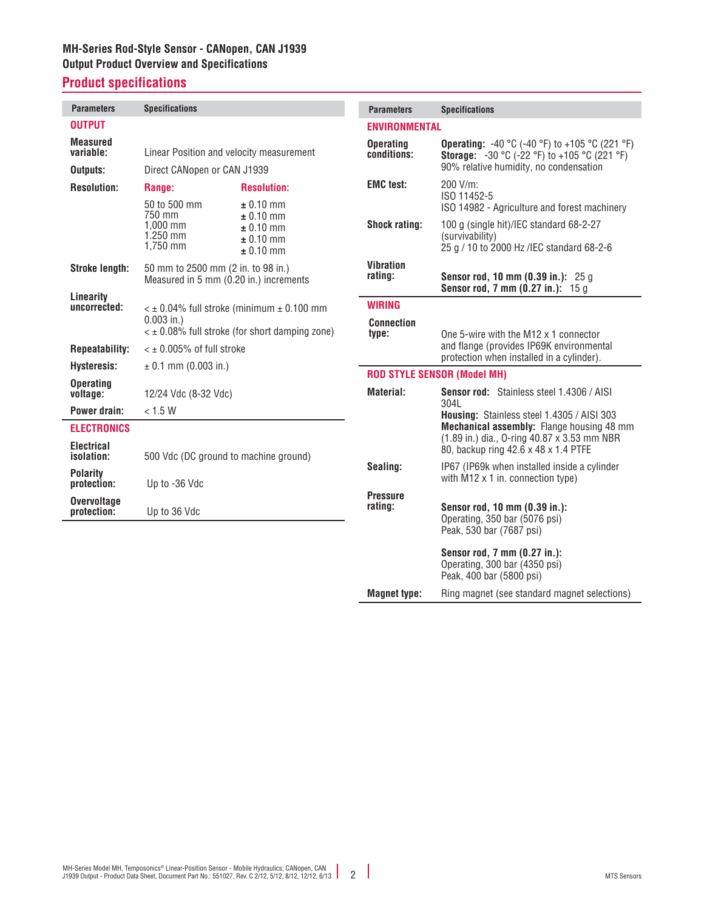**MH-Series Rod-Style Sensor - CANopen, CAN J1939**
**Output Product Overview and Specifications**

## Product specifications

| Parameters | Specifications | |
|---|---|---|
| **OUTPUT** | | |
| **Measured variable:** | Linear Position and velocity measurement | |
| **Outputs:** | Direct CANopen or CAN J1939 | |
| **Resolution:** | **Range:** | **Resolution:** |
| | 50 to 500 mm<br>750 mm<br>1,000 mm<br>1.250 mm<br>1,750 mm | ± 0.10 mm<br>± 0.10 mm<br>± 0.10 mm<br>± 0.10 mm<br>± 0.10 mm |
| **Stroke length:** | 50 mm to 2500 mm (2 in. to 98 in.)<br>Measured in 5 mm (0.20 in.) increments | |
| **Linearity uncorrected:** | < ± 0.04% full stroke (minimum ± 0.100 mm 0.003 in.)<br>< ± 0.08% full stroke (for short damping zone) | |
| **Repeatability:** | < ± 0.005% of full stroke | |
| **Hysteresis:** | ± 0.1 mm (0.003 in.) | |
| **Operating voltage:** | 12/24 Vdc (8-32 Vdc) | |
| **Power drain:** | < 1.5 W | |
| **ELECTRONICS** | | |
| **Electrical isolation:** | 500 Vdc (DC ground to machine ground) | |
| **Polarity protection:** | Up to -36 Vdc | |
| **Overvoltage protection:** | Up to 36 Vdc | |

| Parameters | Specifications |
|---|---|
| **ENVIRONMENTAL** | |
| **Operating conditions:** | **Operating:** -40 °C (-40 °F) to +105 °C (221 °F)<br>**Storage:** -30 °C (-22 °F) to +105 °C (221 °F)<br>90% relative humidity, no condensation |
| **EMC test:** | 200 V/m:<br>ISO 11452-5<br>ISO 14982 - Agriculture and forest machinery |
| **Shock rating:** | 100 g (single hit)/IEC standard 68-2-27 (survivability)<br>25 g / 10 to 2000 Hz /IEC standard 68-2-6 |
| **Vibration rating:** | **Sensor rod, 10 mm (0.39 in.):** 25 g<br>**Sensor rod, 7 mm (0.27 in.):** 15 g |
| **WIRING** | |
| **Connection type:** | One 5-wire with the M12 x 1 connector and flange (provides IP69K environmental protection when installed in a cylinder). |
| **ROD STYLE SENSOR (Model MH)** | |
| **Material:** | **Sensor rod:** Stainless steel 1.4306 / AISI 304L<br>**Housing:** Stainless steel 1.4305 / AISI 303<br>**Mechanical assembly:** Flange housing 48 mm (1.89 in.) dia., O-ring 40.87 x 3.53 mm NBR 80, backup ring 42.6 x 48 x 1.4 PTFE |
| **Sealing:** | IP67 (IP69k when installed inside a cylinder with M12 x 1 in. connection type) |
| **Pressure rating:** | **Sensor rod, 10 mm (0.39 in.):**<br>Operating, 350 bar (5076 psi)<br>Peak, 530 bar (7687 psi)<br><br>**Sensor rod, 7 mm (0.27 in.):**<br>Operating, 300 bar (4350 psi)<br>Peak, 400 bar (5800 psi) |
| **Magnet type:** | Ring magnet (see standard magnet selections) |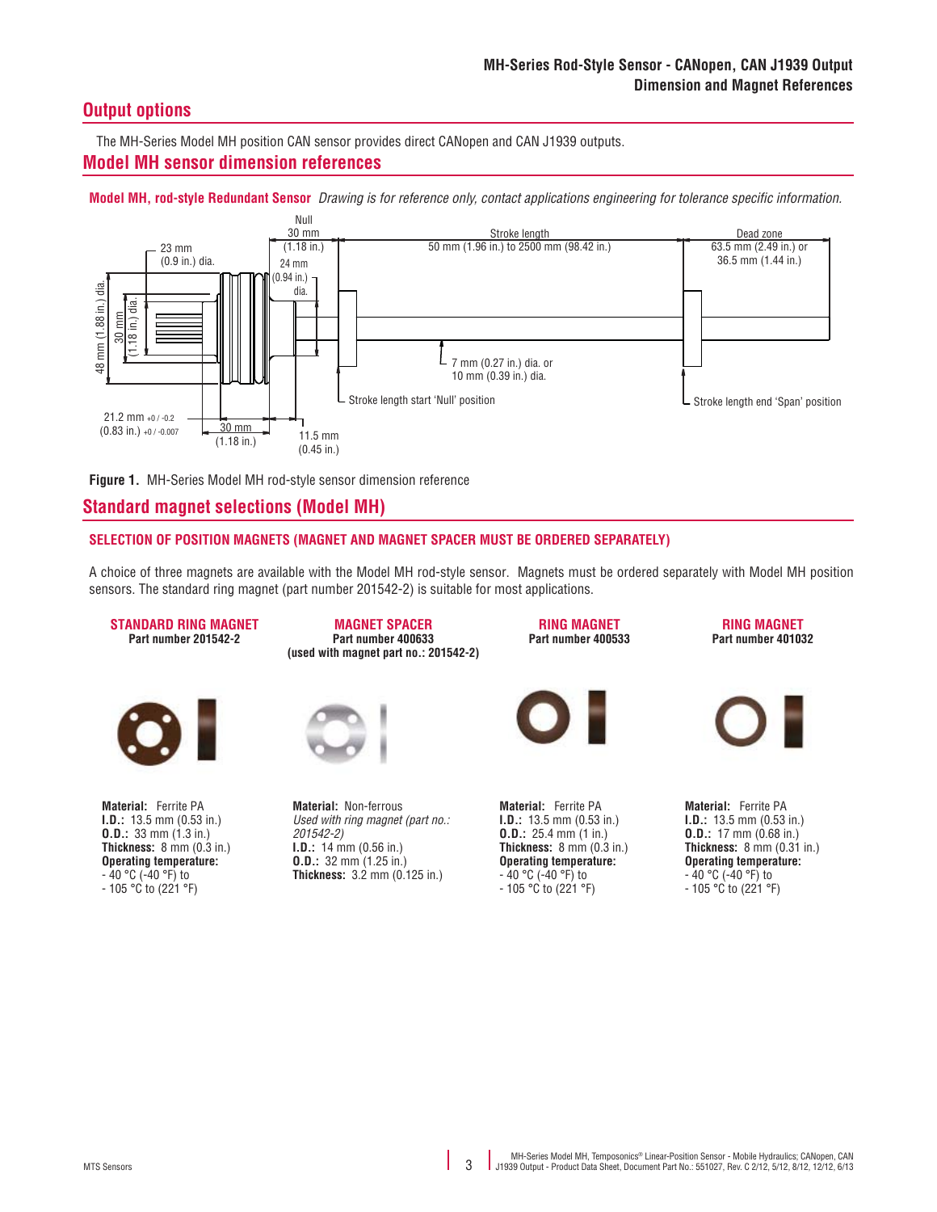## Output options

The MH-Series Model MH position CAN sensor provides direct CANopen and CAN J1939 outputs.

## Model MH sensor dimension references

**Model MH, rod-style Redundant Sensor** *Drawing is for reference only, contact applications engineering for tolerance specific information.*

Null
30 mm
(1.18 in.)

Stroke length
50 mm (1.96 in.) to 2500 mm (98.42 in.)

Dead zone
63.5 mm (2.49 in.) or
36.5 mm (1.44 in.)

23 mm
(0.9 in.) dia.

24 mm
(0.94 in.)
dia.

48 mm (1.88 in.) dia.

30 mm
(1.18 in.) dia.

7 mm (0.27 in.) dia. or
10 mm (0.39 in.) dia.

Stroke length start 'Null' position

Stroke length end 'Span' position

21.2 mm +0 / -0.2
(0.83 in.) +0 / -0.007

30 mm
(1.18 in.)

11.5 mm
(0.45 in.)

**Figure 1.** MH-Series Model MH rod-style sensor dimension reference

## Standard magnet selections (Model MH)

### SELECTION OF POSITION MAGNETS (MAGNET AND MAGNET SPACER MUST BE ORDERED SEPARATELY)

A choice of three magnets are available with the Model MH rod-style sensor. Magnets must be ordered separately with Model MH position sensors. The standard ring magnet (part number 201542-2) is suitable for most applications.

**STANDARD RING MAGNET**
**Part number 201542-2**

**Material:** Ferrite PA
**I.D.:** 13.5 mm (0.53 in.)
**O.D.:** 33 mm (1.3 in.)
**Thickness:** 8 mm (0.3 in.)
**Operating temperature:**
- 40 °C (-40 °F) to
- 105 °C to (221 °F)

**MAGNET SPACER**
**Part number 400633**
**(used with magnet part no.: 201542-2)**

**Material:** Non-ferrous
*Used with ring magnet (part no.: 201542-2)*
**I.D.:** 14 mm (0.56 in.)
**O.D.:** 32 mm (1.25 in.)
**Thickness:** 3.2 mm (0.125 in.)

**RING MAGNET**
**Part number 400533**

**Material:** Ferrite PA
**I.D.:** 13.5 mm (0.53 in.)
**O.D.:** 25.4 mm (1 in.)
**Thickness:** 8 mm (0.3 in.)
**Operating temperature:**
- 40 °C (-40 °F) to
- 105 °C to (221 °F)

**RING MAGNET**
**Part number 401032**

**Material:** Ferrite PA
**I.D.:** 13.5 mm (0.53 in.)
**O.D.:** 17 mm (0.68 in.)
**Thickness:** 8 mm (0.31 in.)
**Operating temperature:**
- 40 °C (-40 °F) to
- 105 °C to (221 °F)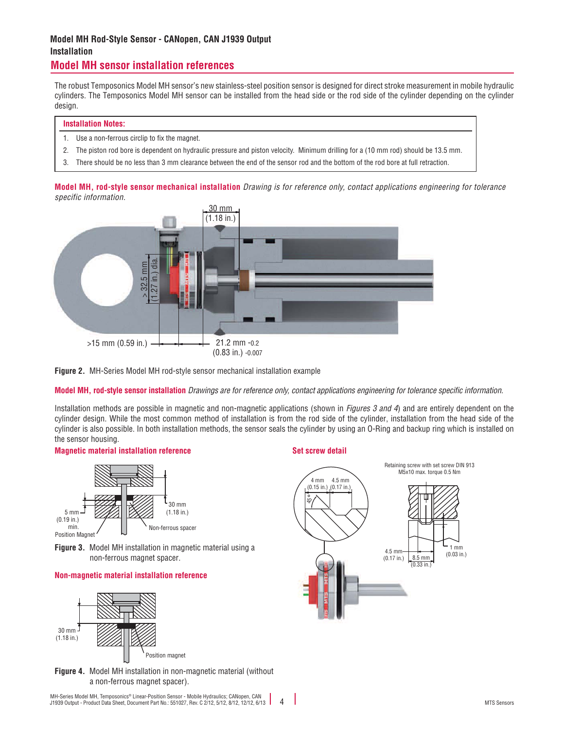## Model MH sensor installation references

The robust Temposonics Model MH sensor's new stainless-steel position sensor is designed for direct stroke measurement in mobile hydraulic cylinders. The Temposonics Model MH sensor can be installed from the head side or the rod side of the cylinder depending on the cylinder design.

**Installation Notes:**

1. Use a non-ferrous circlip to fix the magnet.
2. The piston rod bore is dependent on hydraulic pressure and piston velocity. Minimum drilling for a (10 mm rod) should be 13.5 mm.
3. There should be no less than 3 mm clearance between the end of the sensor rod and the bottom of the rod bore at full retraction.

**Model MH, rod-style sensor mechanical installation** *Drawing is for reference only, contact applications engineering for tolerance specific information.*

30 mm
(1.18 in.)

> 32.5 mm
(1.27 in.) dia.

>15 mm (0.59 in.)

21.2 mm -0.2
(0.83 in.) -0.007

**Figure 2.** MH-Series Model MH rod-style sensor mechanical installation example

**Model MH, rod-style sensor installation** *Drawings are for reference only, contact applications engineering for tolerance specific information.*

Installation methods are possible in magnetic and non-magnetic applications (shown in *Figures 3 and 4*) and are entirely dependent on the cylinder design. While the most common method of installation is from the rod side of the cylinder, installation from the head side of the cylinder is also possible. In both installation methods, the sensor seals the cylinder by using an O-Ring and backup ring which is installed on the sensor housing.

**Magnetic material installation reference**

5 mm
(0.19 in.)
min.

30 mm
(1.18 in.)

Position Magnet

Non-ferrous spacer

**Figure 3.** Model MH installation in magnetic material using a non-ferrous magnet spacer.

**Non-magnetic material installation reference**

30 mm
(1.18 in.)

Position magnet

**Figure 4.** Model MH installation in non-magnetic material (without a non-ferrous magnet spacer).

**Set screw detail**

Retaining screw with set screw DIN 913
M5x10 max. torque 0.5 Nm

4 mm
(0.15 in.)

4.5 mm
(0.17 in.)

45°

4.5 mm
(0.17 in.)

8.5 mm
(0.33 in.)

1 mm
(0.03 in.)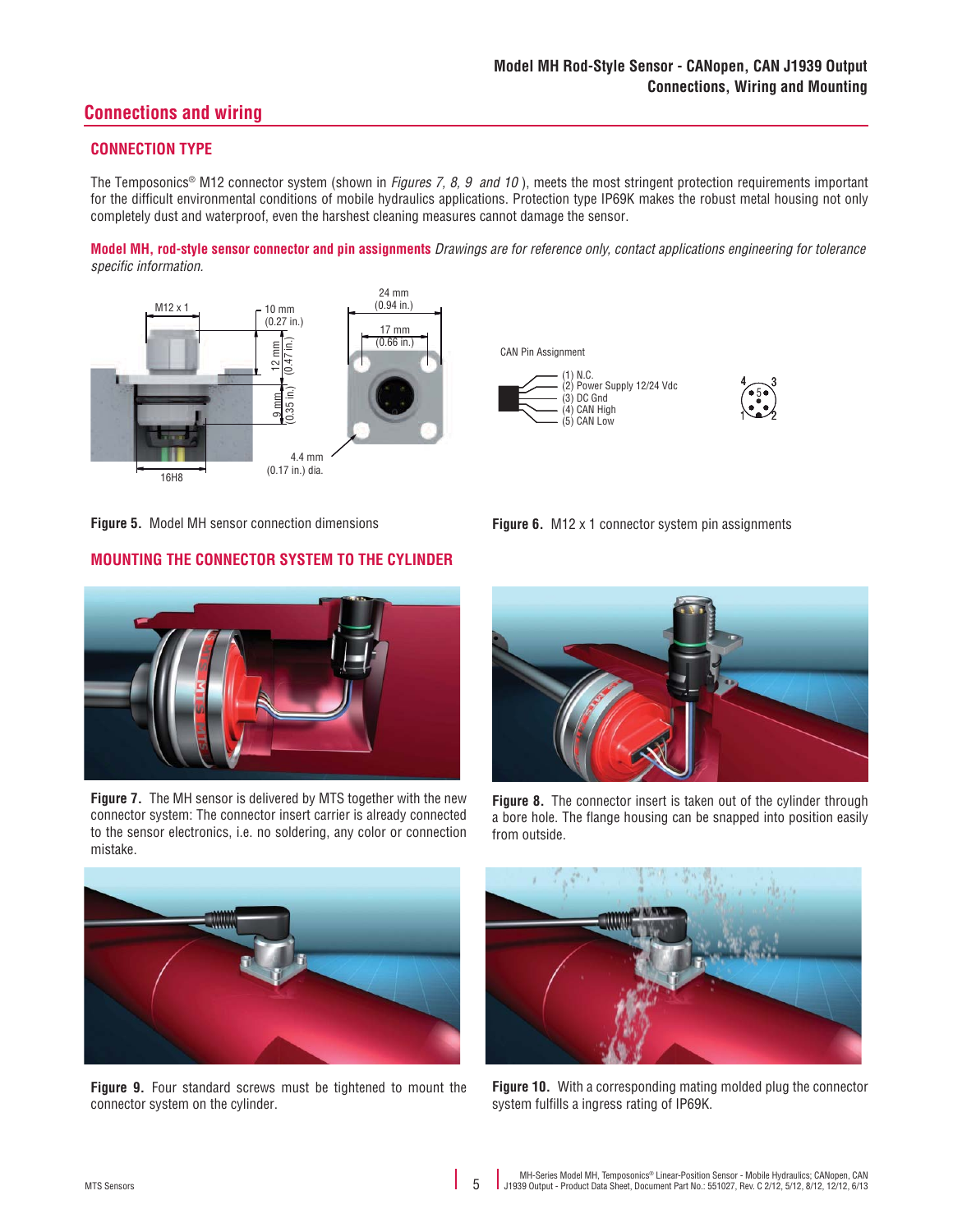## Connections and wiring

### CONNECTION TYPE

The Temposonics® M12 connector system (shown in *Figures 7, 8, 9 and 10* ), meets the most stringent protection requirements important for the difficult environmental conditions of mobile hydraulics applications. Protection type IP69K makes the robust metal housing not only completely dust and waterproof, even the harshest cleaning measures cannot damage the sensor.

**Model MH, rod-style sensor connector and pin assignments** *Drawings are for reference only, contact applications engineering for tolerance specific information.*

M12 x 1
10 mm
(0.27 in.)
12 mm
(0.47 in.)
9 mm
(0.35 in.)
16H8
4.4 mm
(0.17 in.) dia.
24 mm
(0.94 in.)
17 mm
(0.66 in.)

**Figure 5.** Model MH sensor connection dimensions

CAN Pin Assignment

(1) N.C.
(2) Power Supply 12/24 Vdc
(3) DC Gnd
(4) CAN High
(5) CAN Low

4 3 5 1 2

**Figure 6.** M12 x 1 connector system pin assignments

### MOUNTING THE CONNECTOR SYSTEM TO THE CYLINDER

**Figure 7.** The MH sensor is delivered by MTS together with the new connector system: The connector insert carrier is already connected to the sensor electronics, i.e. no soldering, any color or connection mistake.

**Figure 8.** The connector insert is taken out of the cylinder through a bore hole. The flange housing can be snapped into position easily from outside.

**Figure 9.** Four standard screws must be tightened to mount the connector system on the cylinder.

**Figure 10.** With a corresponding mating molded plug the connector system fulfills a ingress rating of IP69K.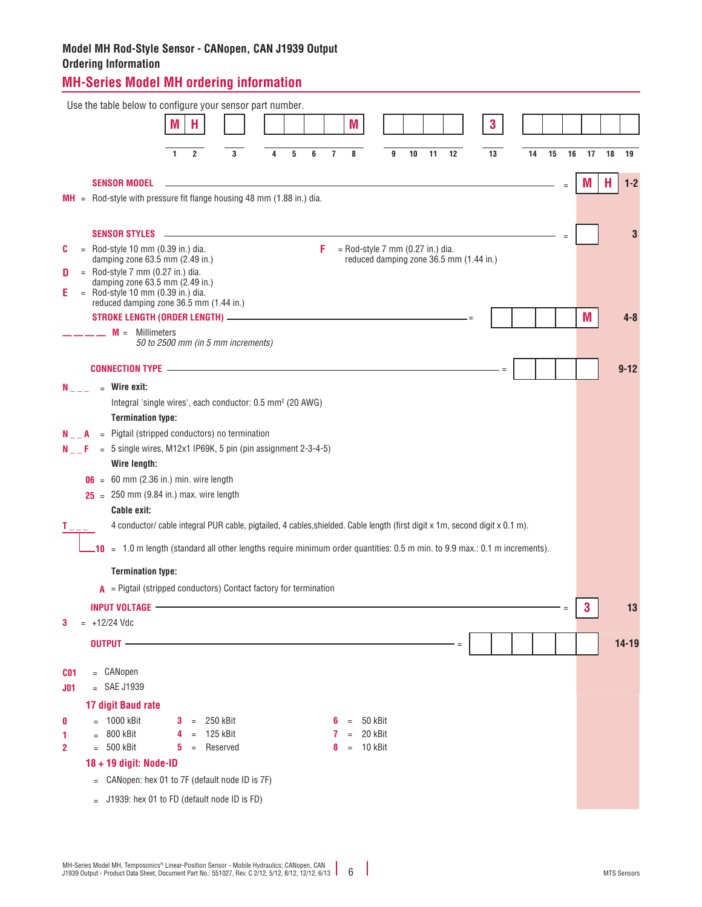## Model MH Rod-Style Sensor - CANopen, CAN J1939 Output
## Ordering Information

# MH-Series Model MH ordering information

Use the table below to configure your sensor part number.

| M | H | | | | | | M | | | | | 3 | | | | | | |
|---|---|---|---|---|---|---|---|---|---|---|---|---|---|---|---|---|---|---|
| 1 | 2 | 3 | 4 | 5 | 6 | 7 | 8 | 9 | 10 | 11 | 12 | 13 | 14 | 15 | 16 | 17 | 18 | 19 |

**SENSOR MODEL** = **M H** — 1-2

**MH** = Rod-style with pressure fit flange housing 48 mm (1.88 in.) dia.

**SENSOR STYLES** = — 3

**C** = Rod-style 10 mm (0.39 in.) dia. damping zone 63.5 mm (2.49 in.)

**D** = Rod-style 7 mm (0.27 in.) dia. damping zone 63.5 mm (2.49 in.)

**E** = Rod-style 10 mm (0.39 in.) dia. reduced damping zone 36.5 mm (1.44 in.)

**F** = Rod-style 7 mm (0.27 in.) dia. reduced damping zone 36.5 mm (1.44 in.)

**STROKE LENGTH (ORDER LENGTH)** = **M** — 4-8

_ _ _ _ **M** = Millimeters
*50 to 2500 mm (in 5 mm increments)*

**CONNECTION TYPE** = — 9-12

**N _ _ _** = **Wire exit:**

Integral 'single wires', each conductor: 0.5 mm² (20 AWG)

**Termination type:**

**N _ _ A** = Pigtail (stripped conductors) no termination

**N _ _ F** = 5 single wires, M12x1 IP69K, 5 pin (pin assignment 2-3-4-5)

**Wire length:**

**06** = 60 mm (2.36 in.) min. wire length

**25** = 250 mm (9.84 in.) max. wire length

**Cable exit:**

**T _ _ _** 4 conductor/ cable integral PUR cable, pigtailed, 4 cables,shielded. Cable length (first digit x 1m, second digit x 0.1 m).

**10** = 1.0 m length (standard all other lengths require minimum order quantities: 0.5 m min. to 9.9 max.: 0.1 m increments).

**Termination type:**

**A** = Pigtail (stripped conductors) Contact factory for termination

**INPUT VOLTAGE** = **3** — 13

**3** = +12/24 Vdc

**OUTPUT** = — 14-19

**C01** = CANopen

**J01** = SAE J1939

**17 digit Baud rate**

| | | | | | |
|---|---|---|---|---|---|
| **0** = 1000 kBit | | **3** = 250 kBit | | **6** = 50 kBit | |
| **1** = 800 kBit | | **4** = 125 kBit | | **7** = 20 kBit | |
| **2** = 500 kBit | | **5** = Reserved | | **8** = 10 kBit | |

**18 + 19 digit: Node-ID**

= CANopen: hex 01 to 7F (default node ID is 7F)

= J1939: hex 01 to FD (default node ID is FD)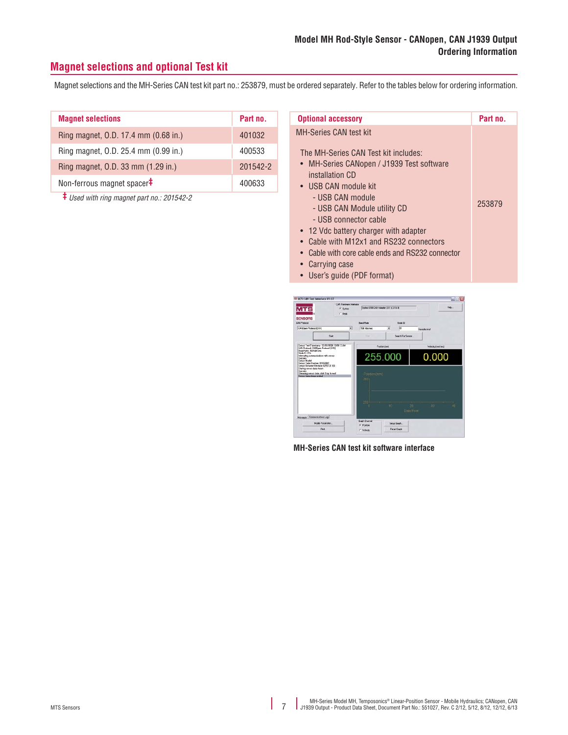## Magnet selections and optional Test kit

Magnet selections and the MH-Series CAN test kit part no.: 253879, must be ordered separately. Refer to the tables below for ordering information.

| Magnet selections | Part no. |
|---|---|
| Ring magnet, O.D. 17.4 mm (0.68 in.) | 401032 |
| Ring magnet, O.D. 25.4 mm (0.99 in.) | 400533 |
| Ring magnet, O.D. 33 mm (1.29 in.) | 201542-2 |
| Non-ferrous magnet spacer‡ | 400633 |

‡ *Used with ring magnet part no.: 201542-2*

| Optional accessory | Part no. |
|---|---|
| MH-Series CAN test kit<br><br>The MH-Series CAN Test kit includes:<br>• MH-Series CANopen / J1939 Test software installation CD<br>• USB CAN module kit<br>  - USB CAN module<br>  - USB CAN Module utility CD<br>  - USB connector cable<br>• 12 Vdc battery charger with adapter<br>• Cable with M12x1 and RS232 connectors<br>• Cable with core cable ends and RS232 connector<br>• Carrying case<br>• User's guide (PDF format) | 253879 |

**MH-Series CAN test kit software interface**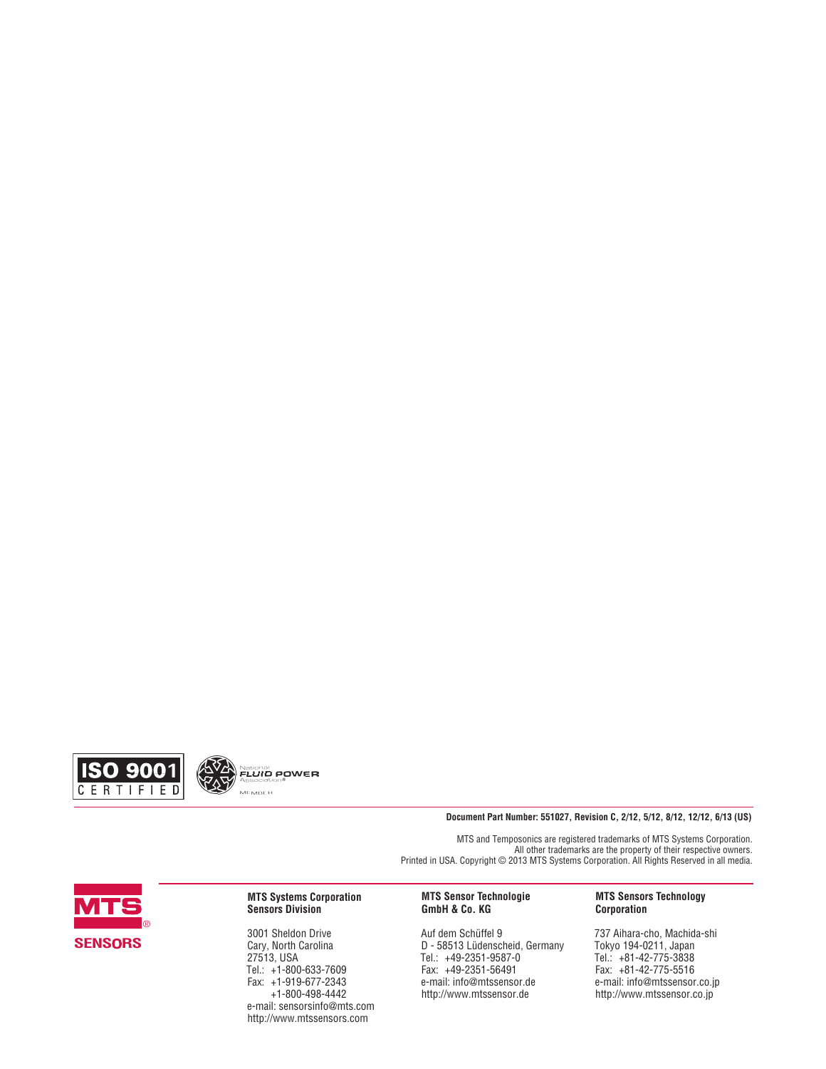ISO 9001 CERTIFIED

National FLUID POWER Association® MEMBER

**Document Part Number: 551027, Revision C, 2/12, 5/12, 8/12, 12/12, 6/13 (US)**

MTS and Temposonics are registered trademarks of MTS Systems Corporation.
All other trademarks are the property of their respective owners.
Printed in USA. Copyright © 2013 MTS Systems Corporation. All Rights Reserved in all media.

MTS® SENSORS

**MTS Systems Corporation**
**Sensors Division**

3001 Sheldon Drive
Cary, North Carolina
27513, USA
Tel.: +1-800-633-7609
Fax: +1-919-677-2343
+1-800-498-4442
e-mail: sensorsinfo@mts.com
http://www.mtssensors.com

**MTS Sensor Technologie**
**GmbH & Co. KG**

Auf dem Schüffel 9
D - 58513 Lüdenscheid, Germany
Tel.: +49-2351-9587-0
Fax: +49-2351-56491
e-mail: info@mtssensor.de
http://www.mtssensor.de

**MTS Sensors Technology**
**Corporation**

737 Aihara-cho, Machida-shi
Tokyo 194-0211, Japan
Tel.: +81-42-775-3838
Fax: +81-42-775-5516
e-mail: info@mtssensor.co.jp
http://www.mtssensor.co.jp